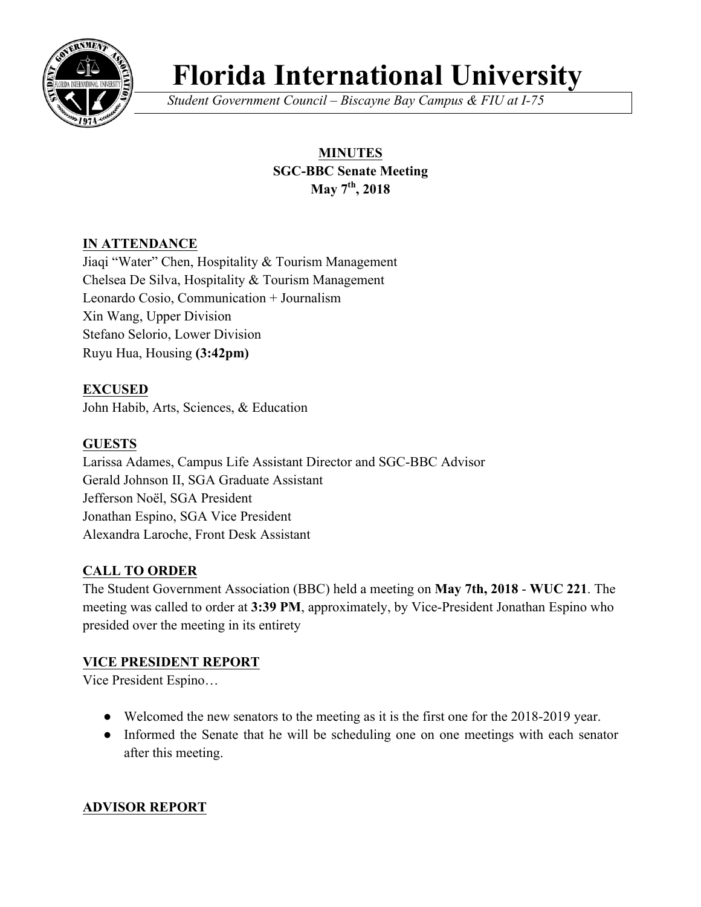# Florida International University

*Student Government Council – Biscayne Bay Campus & FIU at I-75*

**MINUTES**
**SGC-BBC Senate Meeting**
**May 7th, 2018**

## IN ATTENDANCE

Jiaqi "Water" Chen, Hospitality & Tourism Management
Chelsea De Silva, Hospitality & Tourism Management
Leonardo Cosio, Communication + Journalism
Xin Wang, Upper Division
Stefano Selorio, Lower Division
Ruyu Hua, Housing **(3:42pm)**

## EXCUSED

John Habib, Arts, Sciences, & Education

## GUESTS

Larissa Adames, Campus Life Assistant Director and SGC-BBC Advisor
Gerald Johnson II, SGA Graduate Assistant
Jefferson Noël, SGA President
Jonathan Espino, SGA Vice President
Alexandra Laroche, Front Desk Assistant

## CALL TO ORDER

The Student Government Association (BBC) held a meeting on **May 7th, 2018** - **WUC 221**. The meeting was called to order at **3:39 PM**, approximately, by Vice-President Jonathan Espino who presided over the meeting in its entirety

## VICE PRESIDENT REPORT

Vice President Espino…

- Welcomed the new senators to the meeting as it is the first one for the 2018-2019 year.
- Informed the Senate that he will be scheduling one on one meetings with each senator after this meeting.

## ADVISOR REPORT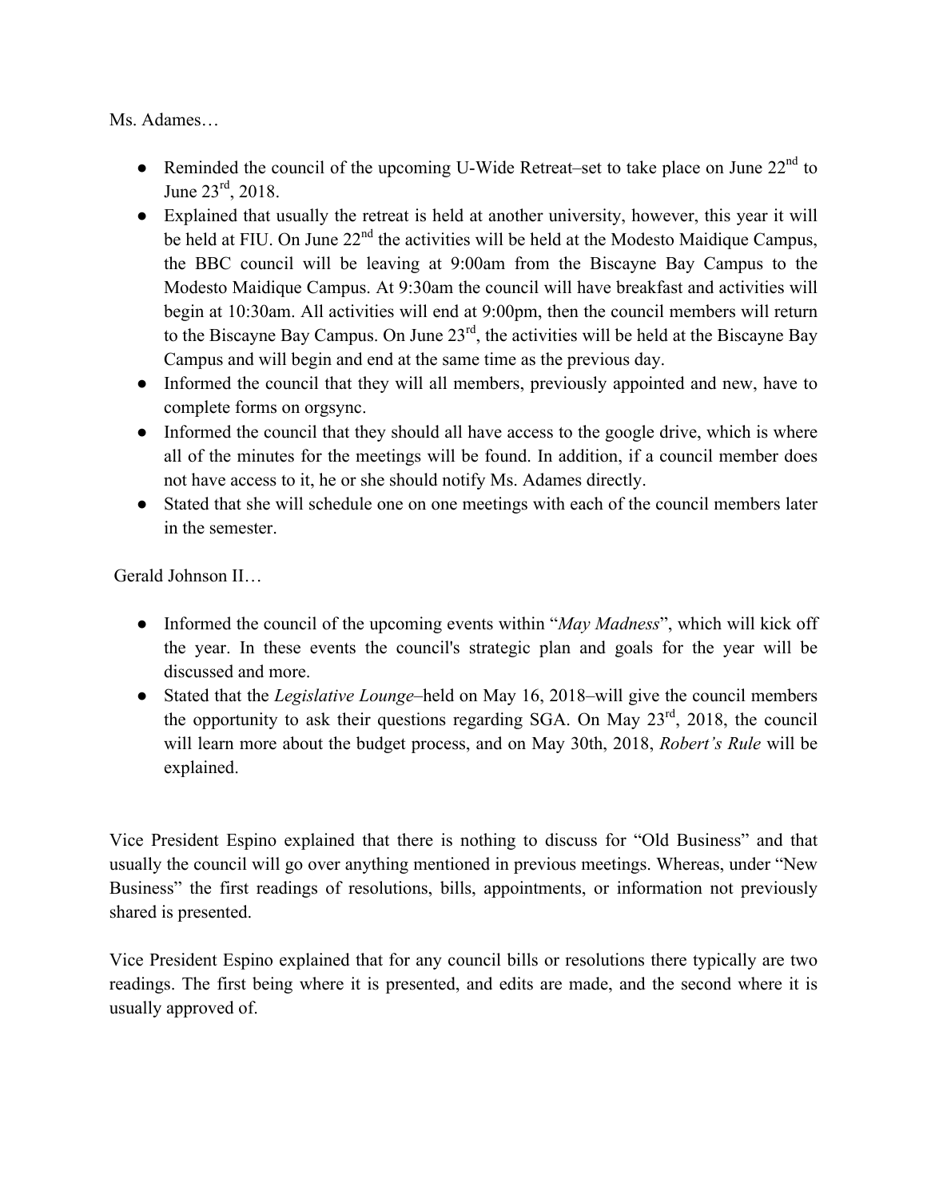Ms. Adames…

- Reminded the council of the upcoming U-Wide Retreat–set to take place on June 22nd to June 23rd, 2018.
- Explained that usually the retreat is held at another university, however, this year it will be held at FIU. On June 22nd the activities will be held at the Modesto Maidique Campus, the BBC council will be leaving at 9:00am from the Biscayne Bay Campus to the Modesto Maidique Campus. At 9:30am the council will have breakfast and activities will begin at 10:30am. All activities will end at 9:00pm, then the council members will return to the Biscayne Bay Campus. On June 23rd, the activities will be held at the Biscayne Bay Campus and will begin and end at the same time as the previous day.
- Informed the council that they will all members, previously appointed and new, have to complete forms on orgsync.
- Informed the council that they should all have access to the google drive, which is where all of the minutes for the meetings will be found. In addition, if a council member does not have access to it, he or she should notify Ms. Adames directly.
- Stated that she will schedule one on one meetings with each of the council members later in the semester.

Gerald Johnson II…

- Informed the council of the upcoming events within "*May Madness*", which will kick off the year. In these events the council's strategic plan and goals for the year will be discussed and more.
- Stated that the *Legislative Lounge*–held on May 16, 2018–will give the council members the opportunity to ask their questions regarding SGA. On May 23rd, 2018, the council will learn more about the budget process, and on May 30th, 2018, *Robert's Rule* will be explained.

Vice President Espino explained that there is nothing to discuss for "Old Business" and that usually the council will go over anything mentioned in previous meetings. Whereas, under "New Business" the first readings of resolutions, bills, appointments, or information not previously shared is presented.

Vice President Espino explained that for any council bills or resolutions there typically are two readings. The first being where it is presented, and edits are made, and the second where it is usually approved of.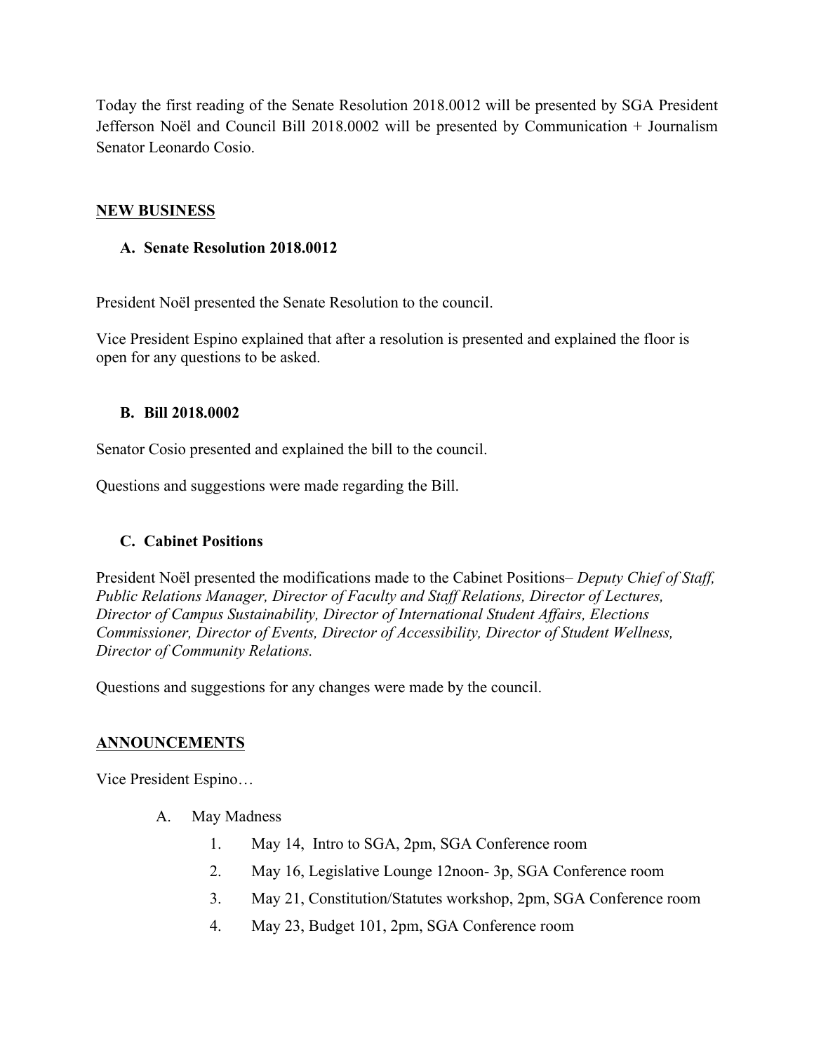Today the first reading of the Senate Resolution 2018.0012 will be presented by SGA President Jefferson Noël and Council Bill 2018.0002 will be presented by Communication + Journalism Senator Leonardo Cosio.

## NEW BUSINESS

### A. Senate Resolution 2018.0012

President Noël presented the Senate Resolution to the council.

Vice President Espino explained that after a resolution is presented and explained the floor is open for any questions to be asked.

### B. Bill 2018.0002

Senator Cosio presented and explained the bill to the council.

Questions and suggestions were made regarding the Bill.

### C. Cabinet Positions

President Noël presented the modifications made to the Cabinet Positions– *Deputy Chief of Staff, Public Relations Manager, Director of Faculty and Staff Relations, Director of Lectures, Director of Campus Sustainability, Director of International Student Affairs, Elections Commissioner, Director of Events, Director of Accessibility, Director of Student Wellness, Director of Community Relations.*

Questions and suggestions for any changes were made by the council.

## ANNOUNCEMENTS

Vice President Espino…

A. May Madness
   1. May 14, Intro to SGA, 2pm, SGA Conference room
   2. May 16, Legislative Lounge 12noon- 3p, SGA Conference room
   3. May 21, Constitution/Statutes workshop, 2pm, SGA Conference room
   4. May 23, Budget 101, 2pm, SGA Conference room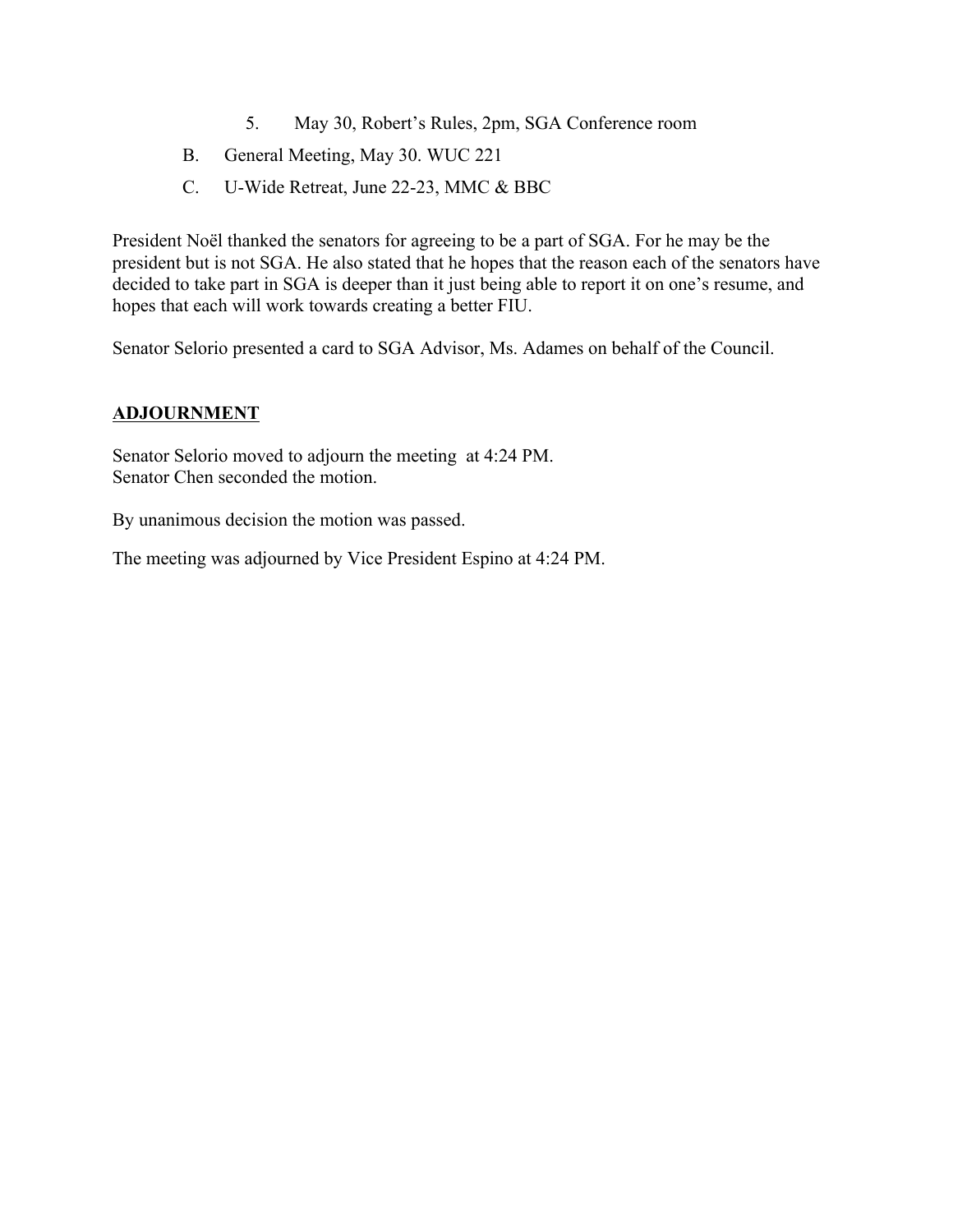5. May 30, Robert's Rules, 2pm, SGA Conference room

B. General Meeting, May 30. WUC 221

C. U-Wide Retreat, June 22-23, MMC & BBC

President Noël thanked the senators for agreeing to be a part of SGA. For he may be the president but is not SGA. He also stated that he hopes that the reason each of the senators have decided to take part in SGA is deeper than it just being able to report it on one's resume, and hopes that each will work towards creating a better FIU.

Senator Selorio presented a card to SGA Advisor, Ms. Adames on behalf of the Council.

**ADJOURNMENT**

Senator Selorio moved to adjourn the meeting at 4:24 PM.
Senator Chen seconded the motion.

By unanimous decision the motion was passed.

The meeting was adjourned by Vice President Espino at 4:24 PM.